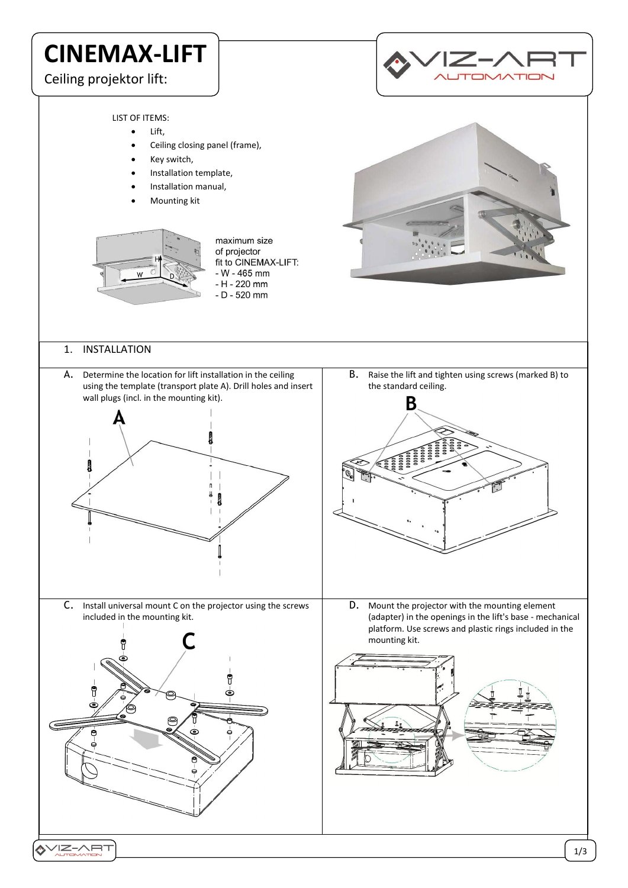# CINEMAX-LIFT

Ceiling projektor lift:

LIST OF ITEMS:

- Lift,
- Ceiling closing panel (frame),
- Key switch,
- Installation template,
- Installation manual,
- Mounting kit

maximum size of projector fit to CINEMAX-LIFT:
- W - 465 mm
- H - 220 mm
- D - 520 mm

## 1. INSTALLATION

**A.** Determine the location for lift installation in the ceiling using the template (transport plate A). Drill holes and insert wall plugs (incl. in the mounting kit).

**B.** Raise the lift and tighten using screws (marked B) to the standard ceiling.

**C.** Install universal mount C on the projector using the screws included in the mounting kit.

**D.** Mount the projector with the mounting element (adapter) in the openings in the lift's base - mechanical platform. Use screws and plastic rings included in the mounting kit.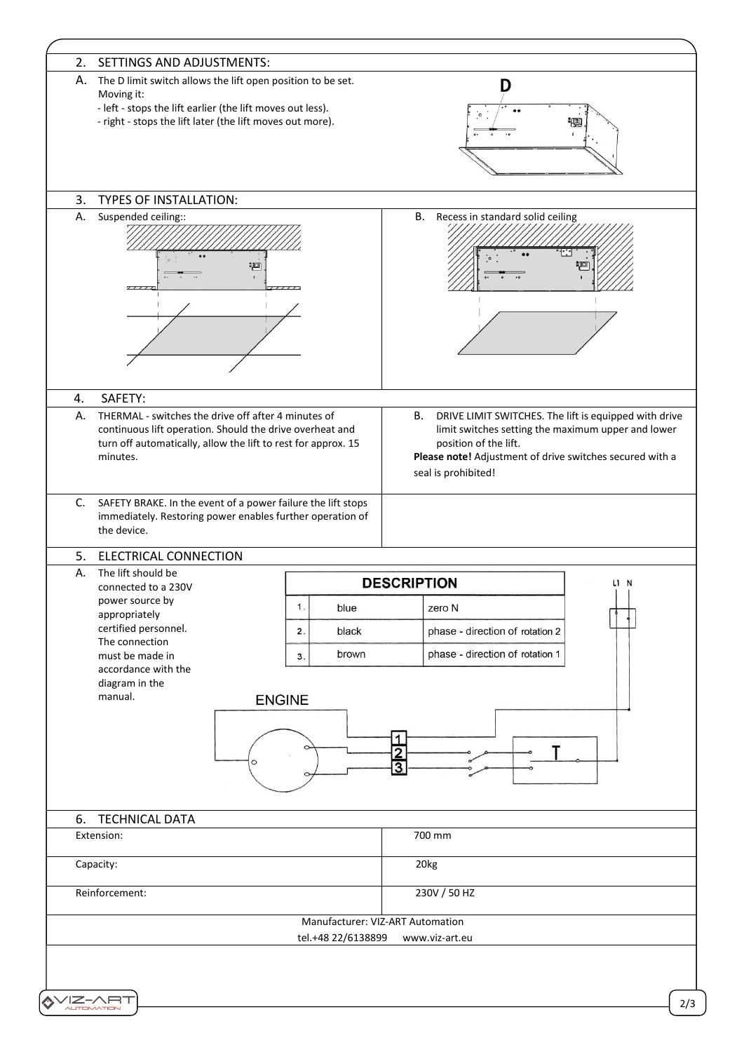## 2. SETTINGS AND ADJUSTMENTS:

A. The D limit switch allows the lift open position to be set.
Moving it:
- left - stops the lift earlier (the lift moves out less).
- right - stops the lift later (the lift moves out more).

## 3. TYPES OF INSTALLATION:

A. Suspended ceiling::

B. Recess in standard solid ceiling

## 4. SAFETY:

A. THERMAL - switches the drive off after 4 minutes of continuous lift operation. Should the drive overheat and turn off automatically, allow the lift to rest for approx. 15 minutes.

B. DRIVE LIMIT SWITCHES. The lift is equipped with drive limit switches setting the maximum upper and lower position of the lift.
**Please note!** Adjustment of drive switches secured with a seal is prohibited!

C. SAFETY BRAKE. In the event of a power failure the lift stops immediately. Restoring power enables further operation of the device.

## 5. ELECTRICAL CONNECTION

A. The lift should be connected to a 230V power source by appropriately certified personnel. The connection must be made in accordance with the diagram in the manual.

| DESCRIPTION | | |
|---|---|---|
| 1. | blue | zero N |
| 2. | black | phase - direction of rotation 2 |
| 3. | brown | phase - direction of rotation 1 |

ENGINE

## 6. TECHNICAL DATA

| | |
|---|---|
| Extension: | 700 mm |
| Capacity: | 20kg |
| Reinforcement: | 230V / 50 HZ |

Manufacturer: VIZ-ART Automation
tel.+48 22/6138899 www.viz-art.eu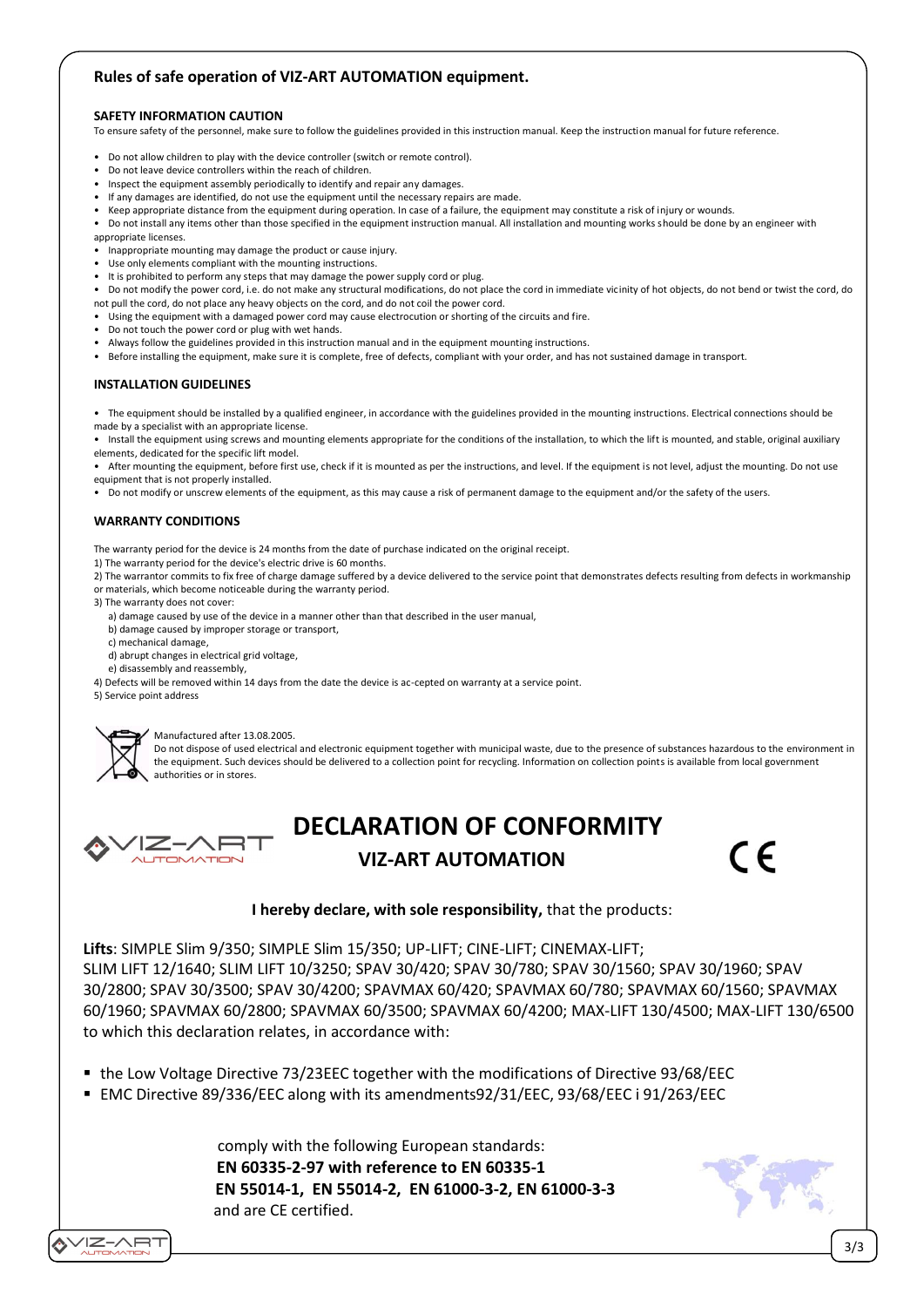## Rules of safe operation of VIZ-ART AUTOMATION equipment.

### SAFETY INFORMATION CAUTION

To ensure safety of the personnel, make sure to follow the guidelines provided in this instruction manual. Keep the instruction manual for future reference.

- Do not allow children to play with the device controller (switch or remote control).
- Do not leave device controllers within the reach of children.
- Inspect the equipment assembly periodically to identify and repair any damages.
- If any damages are identified, do not use the equipment until the necessary repairs are made.
- Keep appropriate distance from the equipment during operation. In case of a failure, the equipment may constitute a risk of injury or wounds.
- Do not install any items other than those specified in the equipment instruction manual. All installation and mounting works should be done by an engineer with appropriate licenses.
- Inappropriate mounting may damage the product or cause injury.
- Use only elements compliant with the mounting instructions.
- It is prohibited to perform any steps that may damage the power supply cord or plug.
- Do not modify the power cord, i.e. do not make any structural modifications, do not place the cord in immediate vicinity of hot objects, do not bend or twist the cord, do not pull the cord, do not place any heavy objects on the cord, and do not coil the power cord.
- Using the equipment with a damaged power cord may cause electrocution or shorting of the circuits and fire.
- Do not touch the power cord or plug with wet hands.
- Always follow the guidelines provided in this instruction manual and in the equipment mounting instructions.
- Before installing the equipment, make sure it is complete, free of defects, compliant with your order, and has not sustained damage in transport.

### INSTALLATION GUIDELINES

- The equipment should be installed by a qualified engineer, in accordance with the guidelines provided in the mounting instructions. Electrical connections should be made by a specialist with an appropriate license.
- Install the equipment using screws and mounting elements appropriate for the conditions of the installation, to which the lift is mounted, and stable, original auxiliary elements, dedicated for the specific lift model.
- After mounting the equipment, before first use, check if it is mounted as per the instructions, and level. If the equipment is not level, adjust the mounting. Do not use equipment that is not properly installed.
- Do not modify or unscrew elements of the equipment, as this may cause a risk of permanent damage to the equipment and/or the safety of the users.

### WARRANTY CONDITIONS

The warranty period for the device is 24 months from the date of purchase indicated on the original receipt.

1) The warranty period for the device's electric drive is 60 months.
2) The warrantor commits to fix free of charge damage suffered by a device delivered to the service point that demonstrates defects resulting from defects in workmanship or materials, which become noticeable during the warranty period.
3) The warranty does not cover:
   a) damage caused by use of the device in a manner other than that described in the user manual,
   b) damage caused by improper storage or transport,
   c) mechanical damage,
   d) abrupt changes in electrical grid voltage,
   e) disassembly and reassembly,
4) Defects will be removed within 14 days from the date the device is ac-cepted on warranty at a service point.
5) Service point address

Manufactured after 13.08.2005.
Do not dispose of used electrical and electronic equipment together with municipal waste, due to the presence of substances hazardous to the environment in the equipment. Such devices should be delivered to a collection point for recycling. Information on collection points is available from local government authorities or in stores.

# DECLARATION OF CONFORMITY

## VIZ-ART AUTOMATION

CE

**I hereby declare, with sole responsibility,** that the products:

**Lifts**: SIMPLE Slim 9/350; SIMPLE Slim 15/350; UP-LIFT; CINE-LIFT; CINEMAX-LIFT; SLIM LIFT 12/1640; SLIM LIFT 10/3250; SPAV 30/420; SPAV 30/780; SPAV 30/1560; SPAV 30/1960; SPAV 30/2800; SPAV 30/3500; SPAV 30/4200; SPAVMAX 60/420; SPAVMAX 60/780; SPAVMAX 60/1560; SPAVMAX 60/1960; SPAVMAX 60/2800; SPAVMAX 60/3500; SPAVMAX 60/4200; MAX-LIFT 130/4500; MAX-LIFT 130/6500 to which this declaration relates, in accordance with:

- the Low Voltage Directive 73/23EEC together with the modifications of Directive 93/68/EEC
- EMC Directive 89/336/EEC along with its amendments92/31/EEC, 93/68/EEC i 91/263/EEC

comply with the following European standards:
**EN 60335-2-97 with reference to EN 60335-1**
**EN 55014-1, EN 55014-2, EN 61000-3-2, EN 61000-3-3**
and are CE certified.